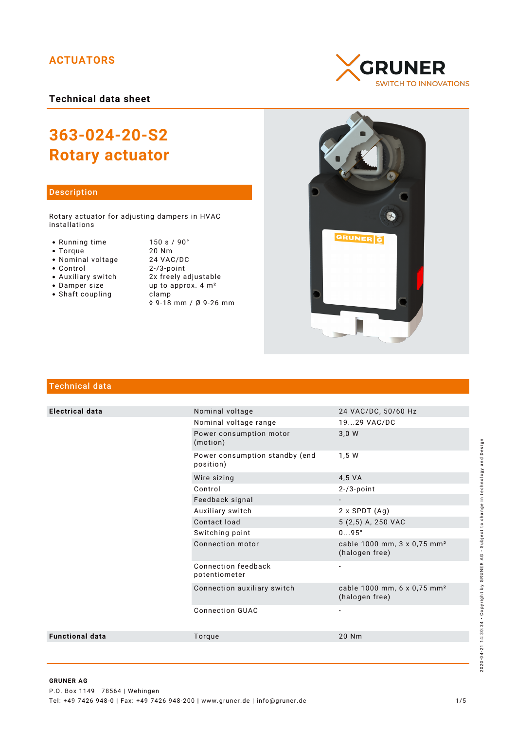ACTUATORS

GRUNER
SWITCH TO INNOVATIONS

## Technical data sheet

# 363-024-20-S2
# Rotary actuator

## Description

Rotary actuator for adjusting dampers in HVAC installations

- Running time — 150 s / 90°
- Torque — 20 Nm
- Nominal voltage — 24 VAC/DC
- Control — 2-/3-point
- Auxiliary switch — 2x freely adjustable
- Damper size — up to approx. 4 m²
- Shaft coupling — clamp
  ◊ 9-18 mm / Ø 9-26 mm

## Technical data

| | | |
|---|---|---|
| **Electrical data** | Nominal voltage | 24 VAC/DC, 50/60 Hz |
| | Nominal voltage range | 19...29 VAC/DC |
| | Power consumption motor (motion) | 3,0 W |
| | Power consumption standby (end position) | 1,5 W |
| | Wire sizing | 4,5 VA |
| | Control | 2-/3-point |
| | Feedback signal | - |
| | Auxiliary switch | 2 x SPDT (Ag) |
| | Contact load | 5 (2,5) A, 250 VAC |
| | Switching point | 0...95° |
| | Connection motor | cable 1000 mm, 3 x 0,75 mm² (halogen free) |
| | Connection feedback potentiometer | - |
| | Connection auxiliary switch | cable 1000 mm, 6 x 0,75 mm² (halogen free) |
| | Connection GUAC | - |
| **Functional data** | Torque | 20 Nm |

2020-04-21 14:30:34 · Copyright by GRUNER AG · Subject to change in technology and Design

**GRUNER AG**
P.O. Box 1149 | 78564 | Wehingen
Tel: +49 7426 948-0 | Fax: +49 7426 948-200 | www.gruner.de | info@gruner.de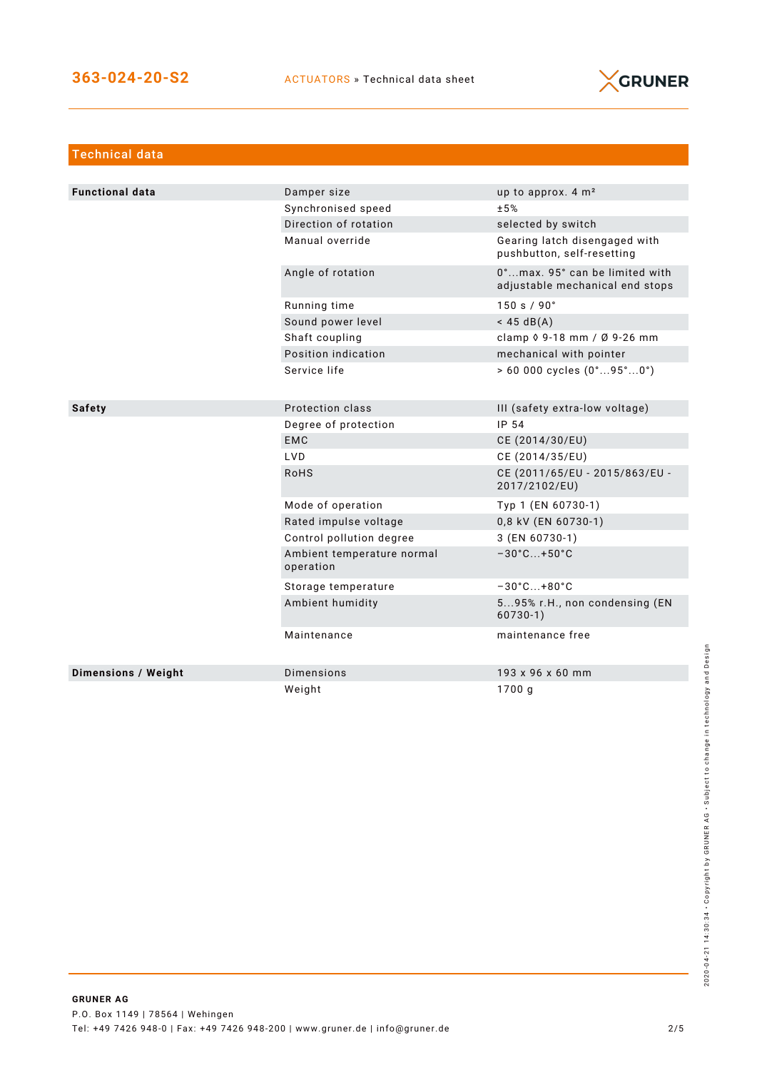## Technical data

| | | |
|---|---|---|
| **Functional data** | Damper size | up to approx. 4 m² |
| | Synchronised speed | ±5% |
| | Direction of rotation | selected by switch |
| | Manual override | Gearing latch disengaged with pushbutton, self-resetting |
| | Angle of rotation | 0°...max. 95° can be limited with adjustable mechanical end stops |
| | Running time | 150 s / 90° |
| | Sound power level | < 45 dB(A) |
| | Shaft coupling | clamp ◊ 9-18 mm / Ø 9-26 mm |
| | Position indication | mechanical with pointer |
| | Service life | > 60 000 cycles (0°...95°...0°) |
| **Safety** | Protection class | III (safety extra-low voltage) |
| | Degree of protection | IP 54 |
| | EMC | CE (2014/30/EU) |
| | LVD | CE (2014/35/EU) |
| | RoHS | CE (2011/65/EU - 2015/863/EU - 2017/2102/EU) |
| | Mode of operation | Typ 1 (EN 60730-1) |
| | Rated impulse voltage | 0,8 kV (EN 60730-1) |
| | Control pollution degree | 3 (EN 60730-1) |
| | Ambient temperature normal operation | −30°C...+50°C |
| | Storage temperature | −30°C...+80°C |
| | Ambient humidity | 5...95% r.H., non condensing (EN 60730-1) |
| | Maintenance | maintenance free |
| **Dimensions / Weight** | Dimensions | 193 x 96 x 60 mm |
| | Weight | 1700 g |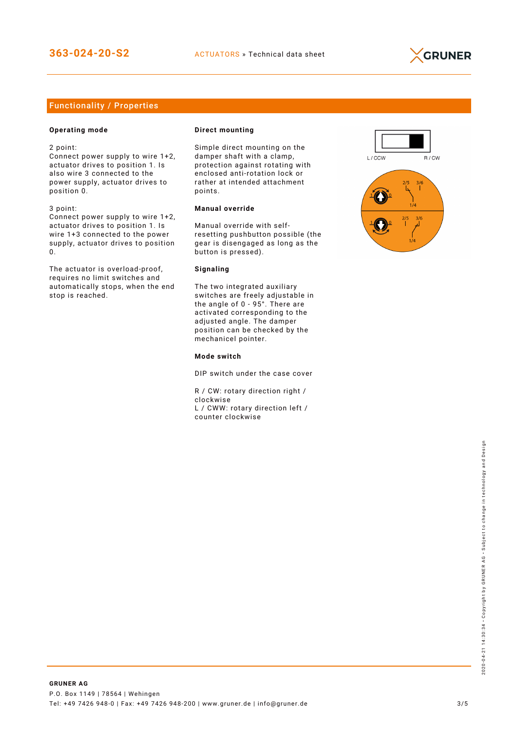## Functionality / Properties

**Operating mode**

2 point:
Connect power supply to wire 1+2, actuator drives to position 1. Is also wire 3 connected to the power supply, actuator drives to position 0.

3 point:
Connect power supply to wire 1+2, actuator drives to position 1. Is wire 1+3 connected to the power supply, actuator drives to position 0.

The actuator is overload-proof, requires no limit switches and automatically stops, when the end stop is reached.

**Direct mounting**

Simple direct mounting on the damper shaft with a clamp, protection against rotating with enclosed anti-rotation lock or rather at intended attachment points.

**Manual override**

Manual override with self-resetting pushbutton possible (the gear is disengaged as long as the button is pressed).

**Signaling**

The two integrated auxiliary switches are freely adjustable in the angle of 0 - 95°. There are activated corresponding to the adjusted angle. The damper position can be checked by the mechanicel pointer.

**Mode switch**

DIP switch under the case cover

R / CW: rotary direction right / clockwise
L / CWW: rotary direction left / counter clockwise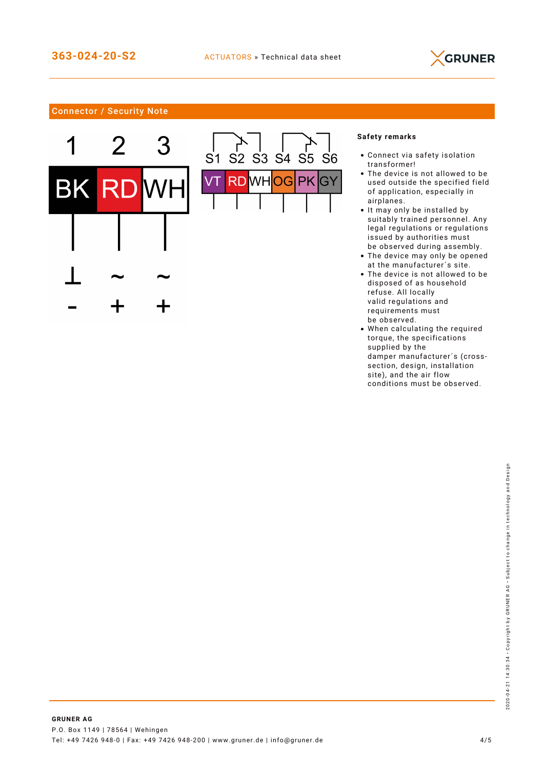## Connector / Security Note

| 1 | 2 | 3 |
|---|---|---|
| BK | RD | WH |
| ⊥ | ~ | ~ |
| - | + | + |

| S1 | S2 | S3 | S4 | S5 | S6 |
|---|---|---|---|---|---|
| VT | RD | WH | OG | PK | GY |

**Safety remarks**

- Connect via safety isolation transformer!
- The device is not allowed to be used outside the specified field of application, especially in airplanes.
- It may only be installed by suitably trained personnel. Any legal regulations or regulations issued by authorities must be observed during assembly.
- The device may only be opened at the manufacturer´s site.
- The device is not allowed to be disposed of as household refuse. All locally valid regulations and requirements must be observed.
- When calculating the required torque, the specifications supplied by the damper manufacturer´s (cross-section, design, installation site), and the air flow conditions must be observed.

**GRUNER AG**
P.O. Box 1149 | 78564 | Wehingen
Tel: +49 7426 948-0 | Fax: +49 7426 948-200 | www.gruner.de | info@gruner.de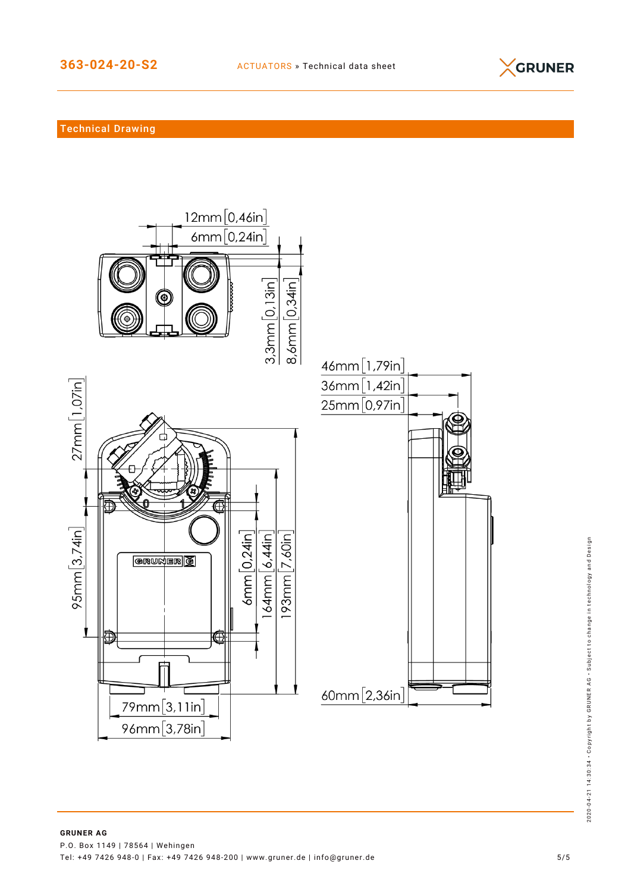## Technical Drawing

12mm [0,46in]
6mm [0,24in]
3,3mm [0,13in]
8,6mm [0,34in]
46mm [1,79in]
36mm [1,42in]
25mm [0,97in]
27mm [1,07in]
95mm [3,74in]
6mm [0,24in]
164mm [6,44in]
193mm [7,60in]
60mm [2,36in]
79mm [3,11in]
96mm [3,78in]

**GRUNER AG**
P.O. Box 1149 | 78564 | Wehingen
Tel: +49 7426 948-0 | Fax: +49 7426 948-200 | www.gruner.de | info@gruner.de